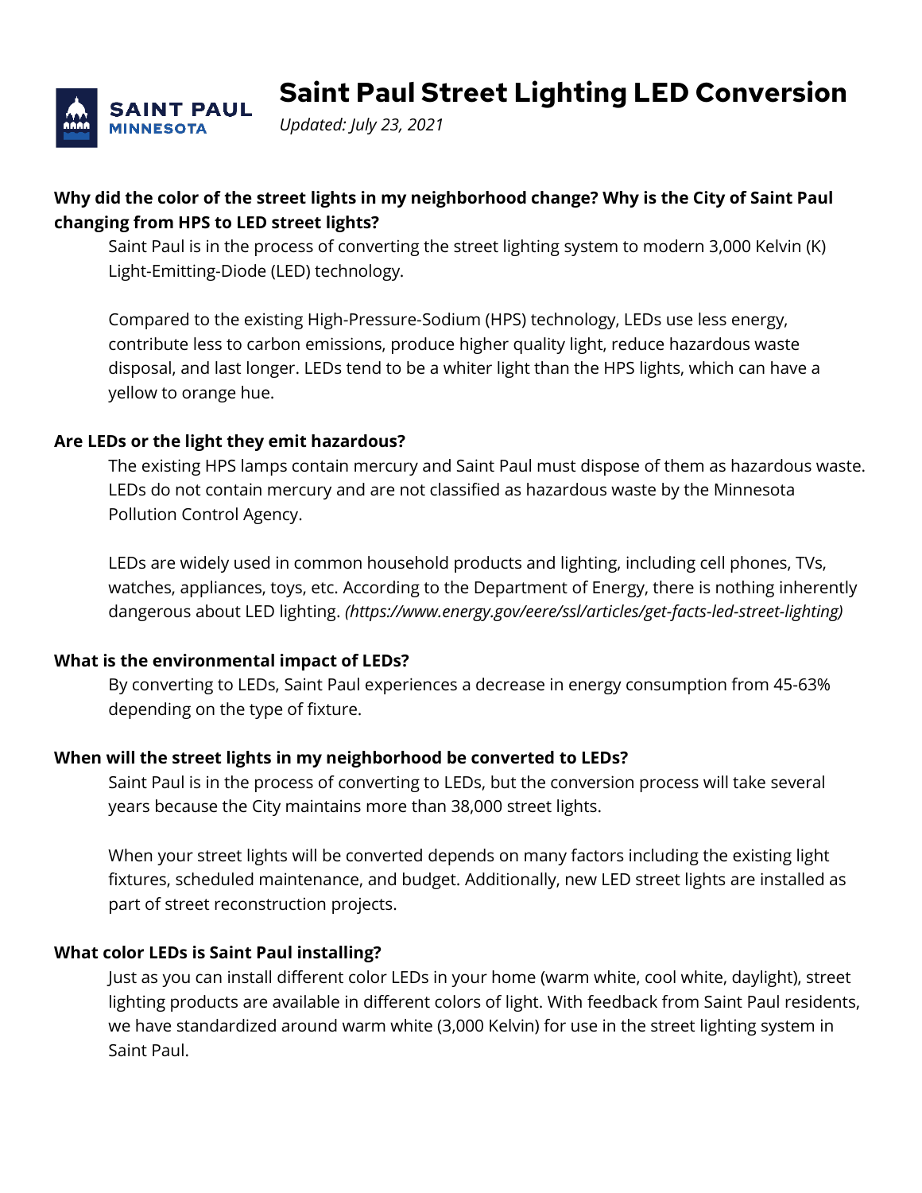# Saint Paul Street Lighting LED Conversion

*Updated: July 23, 2021*

**Why did the color of the street lights in my neighborhood change? Why is the City of Saint Paul changing from HPS to LED street lights?**

Saint Paul is in the process of converting the street lighting system to modern 3,000 Kelvin (K) Light-Emitting-Diode (LED) technology.

Compared to the existing High-Pressure-Sodium (HPS) technology, LEDs use less energy, contribute less to carbon emissions, produce higher quality light, reduce hazardous waste disposal, and last longer. LEDs tend to be a whiter light than the HPS lights, which can have a yellow to orange hue.

**Are LEDs or the light they emit hazardous?**

The existing HPS lamps contain mercury and Saint Paul must dispose of them as hazardous waste. LEDs do not contain mercury and are not classified as hazardous waste by the Minnesota Pollution Control Agency.

LEDs are widely used in common household products and lighting, including cell phones, TVs, watches, appliances, toys, etc. According to the Department of Energy, there is nothing inherently dangerous about LED lighting. *(https://www.energy.gov/eere/ssl/articles/get-facts-led-street-lighting)*

**What is the environmental impact of LEDs?**

By converting to LEDs, Saint Paul experiences a decrease in energy consumption from 45-63% depending on the type of fixture.

**When will the street lights in my neighborhood be converted to LEDs?**

Saint Paul is in the process of converting to LEDs, but the conversion process will take several years because the City maintains more than 38,000 street lights.

When your street lights will be converted depends on many factors including the existing light fixtures, scheduled maintenance, and budget. Additionally, new LED street lights are installed as part of street reconstruction projects.

**What color LEDs is Saint Paul installing?**

Just as you can install different color LEDs in your home (warm white, cool white, daylight), street lighting products are available in different colors of light. With feedback from Saint Paul residents, we have standardized around warm white (3,000 Kelvin) for use in the street lighting system in Saint Paul.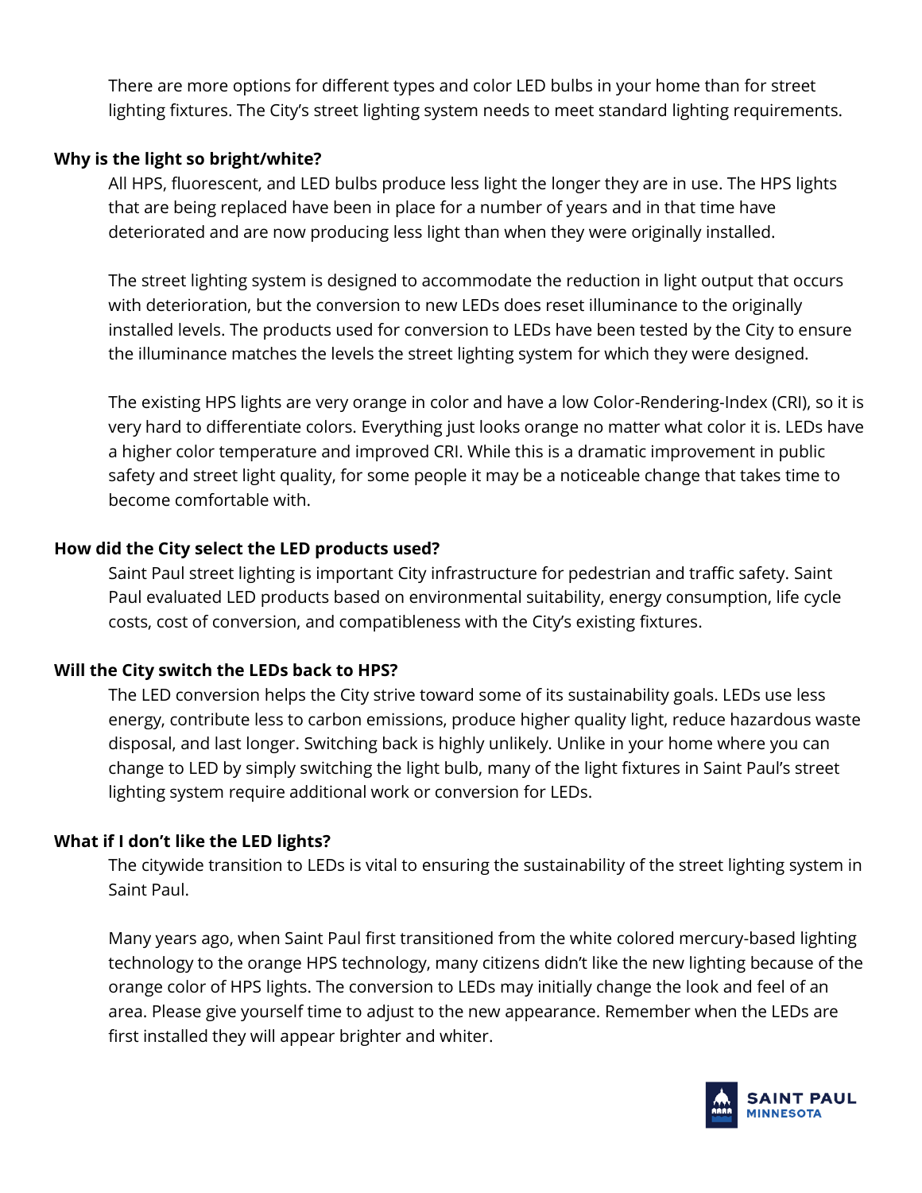There are more options for different types and color LED bulbs in your home than for street lighting fixtures. The City's street lighting system needs to meet standard lighting requirements.

**Why is the light so bright/white?**

All HPS, fluorescent, and LED bulbs produce less light the longer they are in use. The HPS lights that are being replaced have been in place for a number of years and in that time have deteriorated and are now producing less light than when they were originally installed.

The street lighting system is designed to accommodate the reduction in light output that occurs with deterioration, but the conversion to new LEDs does reset illuminance to the originally installed levels. The products used for conversion to LEDs have been tested by the City to ensure the illuminance matches the levels the street lighting system for which they were designed.

The existing HPS lights are very orange in color and have a low Color-Rendering-Index (CRI), so it is very hard to differentiate colors. Everything just looks orange no matter what color it is. LEDs have a higher color temperature and improved CRI. While this is a dramatic improvement in public safety and street light quality, for some people it may be a noticeable change that takes time to become comfortable with.

**How did the City select the LED products used?**

Saint Paul street lighting is important City infrastructure for pedestrian and traffic safety. Saint Paul evaluated LED products based on environmental suitability, energy consumption, life cycle costs, cost of conversion, and compatibleness with the City's existing fixtures.

**Will the City switch the LEDs back to HPS?**

The LED conversion helps the City strive toward some of its sustainability goals. LEDs use less energy, contribute less to carbon emissions, produce higher quality light, reduce hazardous waste disposal, and last longer. Switching back is highly unlikely. Unlike in your home where you can change to LED by simply switching the light bulb, many of the light fixtures in Saint Paul's street lighting system require additional work or conversion for LEDs.

**What if I don't like the LED lights?**

The citywide transition to LEDs is vital to ensuring the sustainability of the street lighting system in Saint Paul.

Many years ago, when Saint Paul first transitioned from the white colored mercury-based lighting technology to the orange HPS technology, many citizens didn't like the new lighting because of the orange color of HPS lights. The conversion to LEDs may initially change the look and feel of an area. Please give yourself time to adjust to the new appearance. Remember when the LEDs are first installed they will appear brighter and whiter.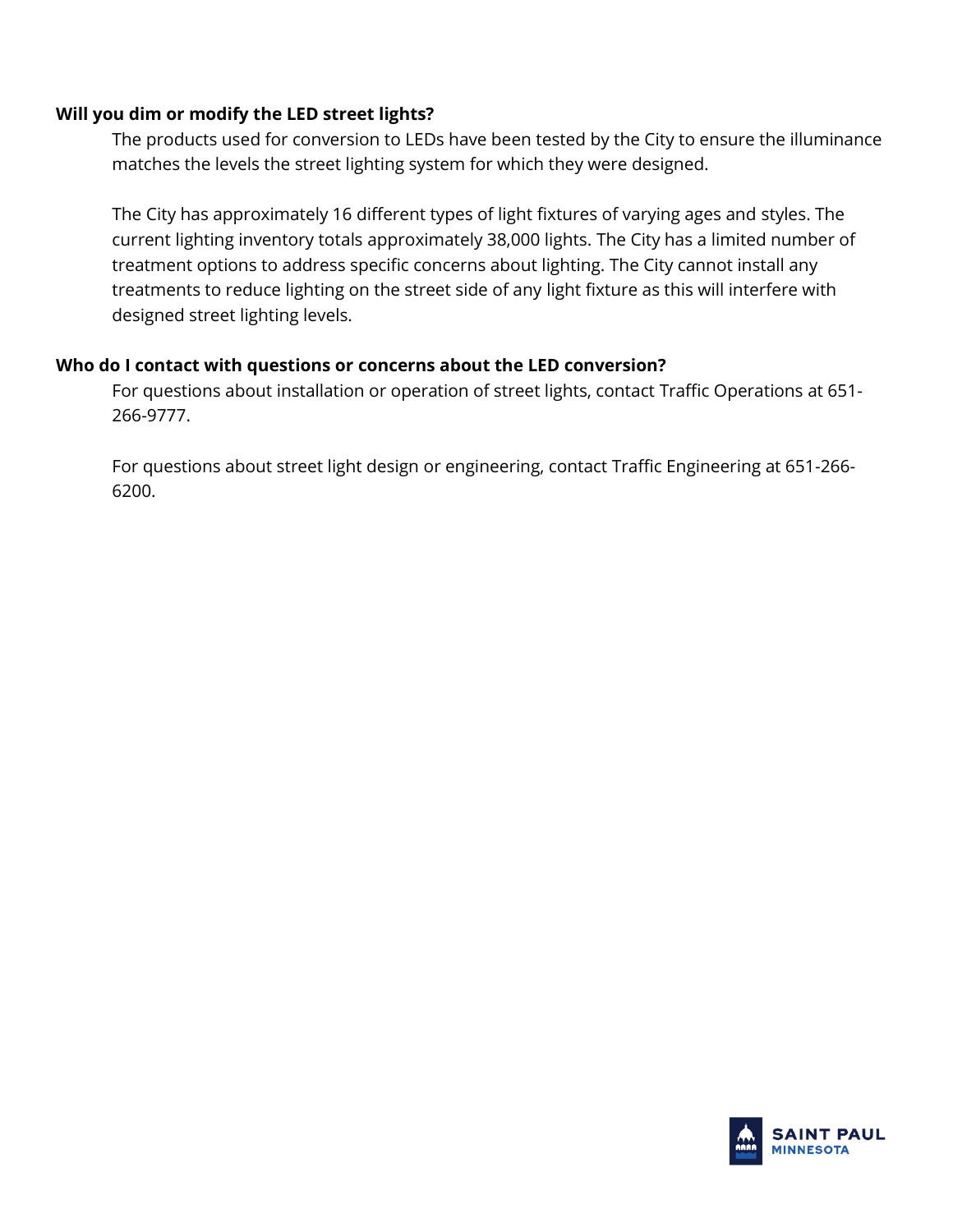**Will you dim or modify the LED street lights?**

The products used for conversion to LEDs have been tested by the City to ensure the illuminance matches the levels the street lighting system for which they were designed.

The City has approximately 16 different types of light fixtures of varying ages and styles. The current lighting inventory totals approximately 38,000 lights. The City has a limited number of treatment options to address specific concerns about lighting. The City cannot install any treatments to reduce lighting on the street side of any light fixture as this will interfere with designed street lighting levels.

**Who do I contact with questions or concerns about the LED conversion?**

For questions about installation or operation of street lights, contact Traffic Operations at 651-266-9777.

For questions about street light design or engineering, contact Traffic Engineering at 651-266-6200.

SAINT PAUL
MINNESOTA